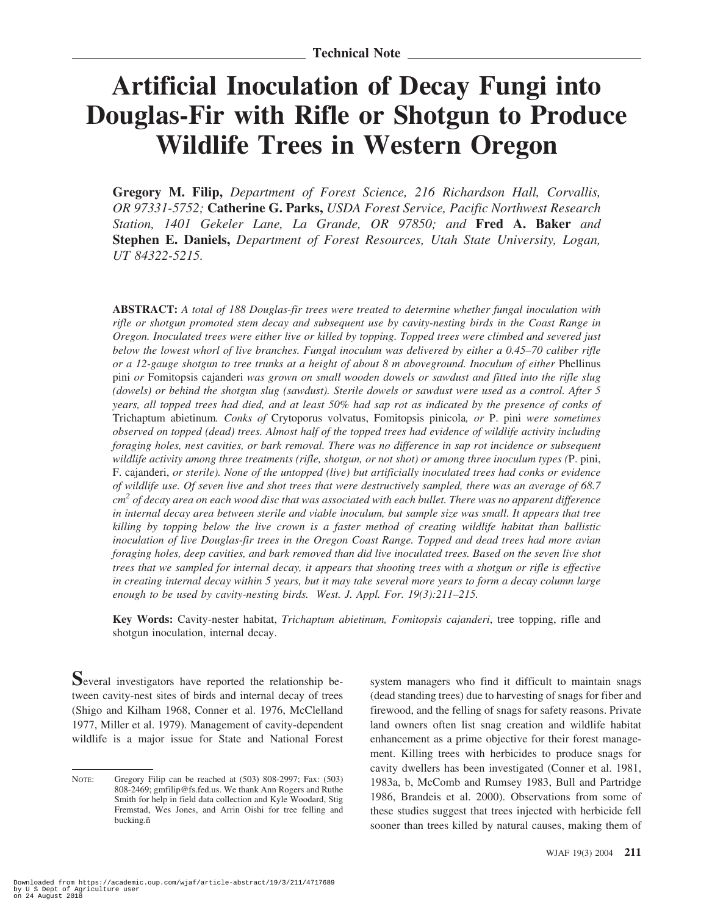Technical Note

# Artificial Inoculation of Decay Fungi into Douglas-Fir with Rifle or Shotgun to Produce Wildlife Trees in Western Oregon

**Gregory M. Filip,** *Department of Forest Science, 216 Richardson Hall, Corvallis, OR 97331-5752;* **Catherine G. Parks,** *USDA Forest Service, Pacific Northwest Research Station, 1401 Gekeler Lane, La Grande, OR 97850; and* **Fred A. Baker** *and* **Stephen E. Daniels,** *Department of Forest Resources, Utah State University, Logan, UT 84322-5215.*

**ABSTRACT:** *A total of 188 Douglas-fir trees were treated to determine whether fungal inoculation with rifle or shotgun promoted stem decay and subsequent use by cavity-nesting birds in the Coast Range in Oregon. Inoculated trees were either live or killed by topping. Topped trees were climbed and severed just below the lowest whorl of live branches. Fungal inoculum was delivered by either a 0.45–70 caliber rifle or a 12-gauge shotgun to tree trunks at a height of about 8 m aboveground. Inoculum of either* Phellinus pini *or* Fomitopsis cajanderi *was grown on small wooden dowels or sawdust and fitted into the rifle slug (dowels) or behind the shotgun slug (sawdust). Sterile dowels or sawdust were used as a control. After 5 years, all topped trees had died, and at least 50% had sap rot as indicated by the presence of conks of* Trichaptum abietinum*. Conks of* Crytoporus volvatus, Fomitopsis pinicola*, or* P. pini *were sometimes observed on topped (dead) trees. Almost half of the topped trees had evidence of wildlife activity including foraging holes, nest cavities, or bark removal. There was no difference in sap rot incidence or subsequent wildlife activity among three treatments (rifle, shotgun, or not shot) or among three inoculum types (*P. pini, F. cajanderi, *or sterile). None of the untopped (live) but artificially inoculated trees had conks or evidence of wildlife use. Of seven live and shot trees that were destructively sampled, there was an average of 68.7 cm$^2$ of decay area on each wood disc that was associated with each bullet. There was no apparent difference in internal decay area between sterile and viable inoculum, but sample size was small. It appears that tree killing by topping below the live crown is a faster method of creating wildlife habitat than ballistic inoculation of live Douglas-fir trees in the Oregon Coast Range. Topped and dead trees had more avian foraging holes, deep cavities, and bark removed than did live inoculated trees. Based on the seven live shot trees that we sampled for internal decay, it appears that shooting trees with a shotgun or rifle is effective in creating internal decay within 5 years, but it may take several more years to form a decay column large enough to be used by cavity-nesting birds. West. J. Appl. For. 19(3):211–215.*

**Key Words:** Cavity-nester habitat, *Trichaptum abietinum, Fomitopsis cajanderi*, tree topping, rifle and shotgun inoculation, internal decay.

Several investigators have reported the relationship between cavity-nest sites of birds and internal decay of trees (Shigo and Kilham 1968, Conner et al. 1976, McClelland 1977, Miller et al. 1979). Management of cavity-dependent wildlife is a major issue for State and National Forest system managers who find it difficult to maintain snags (dead standing trees) due to harvesting of snags for fiber and firewood, and the felling of snags for safety reasons. Private land owners often list snag creation and wildlife habitat enhancement as a prime objective for their forest management. Killing trees with herbicides to produce snags for cavity dwellers has been investigated (Conner et al. 1981, 1983a, b, McComb and Rumsey 1983, Bull and Partridge 1986, Brandeis et al. 2000). Observations from some of these studies suggest that trees injected with herbicide fell sooner than trees killed by natural causes, making them of

NOTE: Gregory Filip can be reached at (503) 808-2997; Fax: (503) 808-2469; gmfilip@fs.fed.us. We thank Ann Rogers and Ruthe Smith for help in field data collection and Kyle Woodard, Stig Fremstad, Wes Jones, and Arrin Oishi for tree felling and bucking.ñ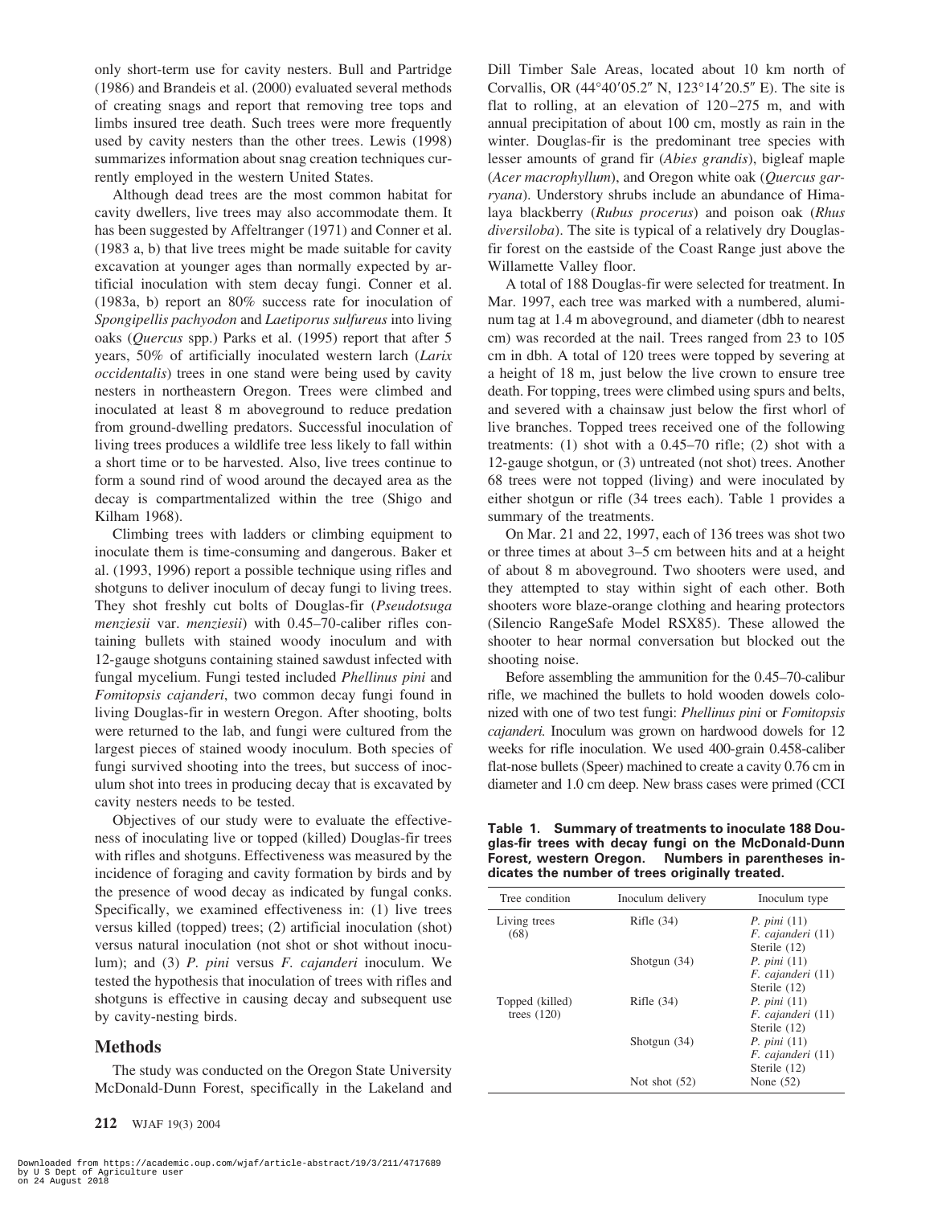only short-term use for cavity nesters. Bull and Partridge (1986) and Brandeis et al. (2000) evaluated several methods of creating snags and report that removing tree tops and limbs insured tree death. Such trees were more frequently used by cavity nesters than the other trees. Lewis (1998) summarizes information about snag creation techniques currently employed in the western United States.

Although dead trees are the most common habitat for cavity dwellers, live trees may also accommodate them. It has been suggested by Affeltranger (1971) and Conner et al. (1983 a, b) that live trees might be made suitable for cavity excavation at younger ages than normally expected by artificial inoculation with stem decay fungi. Conner et al. (1983a, b) report an 80% success rate for inoculation of *Spongipellis pachyodon* and *Laetiporus sulfureus* into living oaks (*Quercus* spp.) Parks et al. (1995) report that after 5 years, 50% of artificially inoculated western larch (*Larix occidentalis*) trees in one stand were being used by cavity nesters in northeastern Oregon. Trees were climbed and inoculated at least 8 m aboveground to reduce predation from ground-dwelling predators. Successful inoculation of living trees produces a wildlife tree less likely to fall within a short time or to be harvested. Also, live trees continue to form a sound rind of wood around the decayed area as the decay is compartmentalized within the tree (Shigo and Kilham 1968).

Climbing trees with ladders or climbing equipment to inoculate them is time-consuming and dangerous. Baker et al. (1993, 1996) report a possible technique using rifles and shotguns to deliver inoculum of decay fungi to living trees. They shot freshly cut bolts of Douglas-fir (*Pseudotsuga menziesii* var. *menziesii*) with 0.45–70-caliber rifles containing bullets with stained woody inoculum and with 12-gauge shotguns containing stained sawdust infected with fungal mycelium. Fungi tested included *Phellinus pini* and *Fomitopsis cajanderi*, two common decay fungi found in living Douglas-fir in western Oregon. After shooting, bolts were returned to the lab, and fungi were cultured from the largest pieces of stained woody inoculum. Both species of fungi survived shooting into the trees, but success of inoculum shot into trees in producing decay that is excavated by cavity nesters needs to be tested.

Objectives of our study were to evaluate the effectiveness of inoculating live or topped (killed) Douglas-fir trees with rifles and shotguns. Effectiveness was measured by the incidence of foraging and cavity formation by birds and by the presence of wood decay as indicated by fungal conks. Specifically, we examined effectiveness in: (1) live trees versus killed (topped) trees; (2) artificial inoculation (shot) versus natural inoculation (not shot or shot without inoculum); and (3) *P. pini* versus *F. cajanderi* inoculum. We tested the hypothesis that inoculation of trees with rifles and shotguns is effective in causing decay and subsequent use by cavity-nesting birds.

## Methods

The study was conducted on the Oregon State University McDonald-Dunn Forest, specifically in the Lakeland and Dill Timber Sale Areas, located about 10 km north of Corvallis, OR (44°40′05.2″ N, 123°14′20.5″ E). The site is flat to rolling, at an elevation of 120–275 m, and with annual precipitation of about 100 cm, mostly as rain in the winter. Douglas-fir is the predominant tree species with lesser amounts of grand fir (*Abies grandis*), bigleaf maple (*Acer macrophyllum*), and Oregon white oak (*Quercus garryana*). Understory shrubs include an abundance of Himalaya blackberry (*Rubus procerus*) and poison oak (*Rhus diversiloba*). The site is typical of a relatively dry Douglas-fir forest on the eastside of the Coast Range just above the Willamette Valley floor.

A total of 188 Douglas-fir were selected for treatment. In Mar. 1997, each tree was marked with a numbered, aluminum tag at 1.4 m aboveground, and diameter (dbh to nearest cm) was recorded at the nail. Trees ranged from 23 to 105 cm in dbh. A total of 120 trees were topped by severing at a height of 18 m, just below the live crown to ensure tree death. For topping, trees were climbed using spurs and belts, and severed with a chainsaw just below the first whorl of live branches. Topped trees received one of the following treatments: (1) shot with a 0.45–70 rifle; (2) shot with a 12-gauge shotgun, or (3) untreated (not shot) trees. Another 68 trees were not topped (living) and were inoculated by either shotgun or rifle (34 trees each). Table 1 provides a summary of the treatments.

On Mar. 21 and 22, 1997, each of 136 trees was shot two or three times at about 3–5 cm between hits and at a height of about 8 m aboveground. Two shooters were used, and they attempted to stay within sight of each other. Both shooters wore blaze-orange clothing and hearing protectors (Silencio RangeSafe Model RSX85). These allowed the shooter to hear normal conversation but blocked out the shooting noise.

Before assembling the ammunition for the 0.45–70-calibur rifle, we machined the bullets to hold wooden dowels colonized with one of two test fungi: *Phellinus pini* or *Fomitopsis cajanderi.* Inoculum was grown on hardwood dowels for 12 weeks for rifle inoculation. We used 400-grain 0.458-caliber flat-nose bullets (Speer) machined to create a cavity 0.76 cm in diameter and 1.0 cm deep. New brass cases were primed (CCI

**Table 1. Summary of treatments to inoculate 188 Douglas-fir trees with decay fungi on the McDonald-Dunn Forest, western Oregon. Numbers in parentheses indicates the number of trees originally treated.**

| Tree condition | Inoculum delivery | Inoculum type |
|---|---|---|
| Living trees (68) | Rifle (34) | *P. pini* (11)<br>*F. cajanderi* (11)<br>Sterile (12) |
| | Shotgun (34) | *P. pini* (11)<br>*F. cajanderi* (11)<br>Sterile (12) |
| Topped (killed) trees (120) | Rifle (34) | *P. pini* (11)<br>*F. cajanderi* (11)<br>Sterile (12) |
| | Shotgun (34) | *P. pini* (11)<br>*F. cajanderi* (11)<br>Sterile (12) |
| | Not shot (52) | None (52) |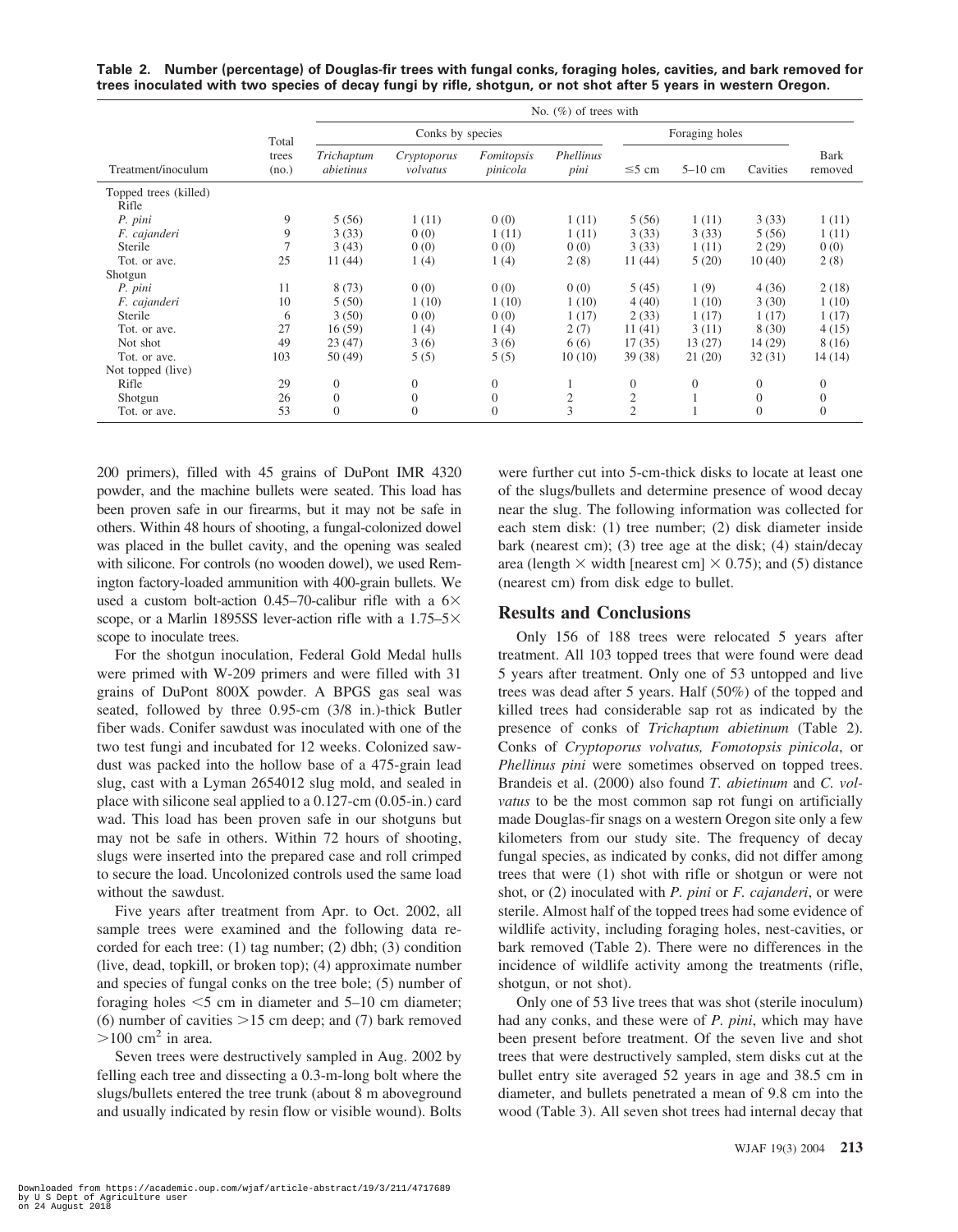**Table 2. Number (percentage) of Douglas-fir trees with fungal conks, foraging holes, cavities, and bark removed for trees inoculated with two species of decay fungi by rifle, shotgun, or not shot after 5 years in western Oregon.**

| Treatment/inoculum | Total trees (no.) | No. (%) of trees with | | | | | | | |
|---|---|---|---|---|---|---|---|---|---|
| | | Conks by species | | | | Foraging holes | | | |
| | | *Trichaptum abietinus* | *Cryptoporus volvatus* | *Fomitopsis pinicola* | *Phellinus pini* | ≤5 cm | 5–10 cm | Cavities | Bark removed |
| Topped trees (killed) | | | | | | | | | |
| Rifle | | | | | | | | | |
| *P. pini* | 9 | 5 (56) | 1 (11) | 0 (0) | 1 (11) | 5 (56) | 1 (11) | 3 (33) | 1 (11) |
| *F. cajanderi* | 9 | 3 (33) | 0 (0) | 1 (11) | 1 (11) | 3 (33) | 3 (33) | 5 (56) | 1 (11) |
| Sterile | 7 | 3 (43) | 0 (0) | 0 (0) | 0 (0) | 3 (33) | 1 (11) | 2 (29) | 0 (0) |
| Tot. or ave. | 25 | 11 (44) | 1 (4) | 1 (4) | 2 (8) | 11 (44) | 5 (20) | 10 (40) | 2 (8) |
| Shotgun | | | | | | | | | |
| *P. pini* | 11 | 8 (73) | 0 (0) | 0 (0) | 0 (0) | 5 (45) | 1 (9) | 4 (36) | 2 (18) |
| *F. cajanderi* | 10 | 5 (50) | 1 (10) | 1 (10) | 1 (10) | 4 (40) | 1 (10) | 3 (30) | 1 (10) |
| Sterile | 6 | 3 (50) | 0 (0) | 0 (0) | 1 (17) | 2 (33) | 1 (17) | 1 (17) | 1 (17) |
| Tot. or ave. | 27 | 16 (59) | 1 (4) | 1 (4) | 2 (7) | 11 (41) | 3 (11) | 8 (30) | 4 (15) |
| Not shot | 49 | 23 (47) | 3 (6) | 3 (6) | 6 (6) | 17 (35) | 13 (27) | 14 (29) | 8 (16) |
| Tot. or ave. | 103 | 50 (49) | 5 (5) | 5 (5) | 10 (10) | 39 (38) | 21 (20) | 32 (31) | 14 (14) |
| Not topped (live) | | | | | | | | | |
| Rifle | 29 | 0 | 0 | 0 | 1 | 0 | 0 | 0 | 0 |
| Shotgun | 26 | 0 | 0 | 0 | 2 | 2 | 1 | 0 | 0 |
| Tot. or ave. | 53 | 0 | 0 | 0 | 3 | 2 | 1 | 0 | 0 |

200 primers), filled with 45 grains of DuPont IMR 4320 powder, and the machine bullets were seated. This load has been proven safe in our firearms, but it may not be safe in others. Within 48 hours of shooting, a fungal-colonized dowel was placed in the bullet cavity, and the opening was sealed with silicone. For controls (no wooden dowel), we used Remington factory-loaded ammunition with 400-grain bullets. We used a custom bolt-action 0.45–70-calibur rifle with a 6× scope, or a Marlin 1895SS lever-action rifle with a 1.75–5× scope to inoculate trees.

For the shotgun inoculation, Federal Gold Medal hulls were primed with W-209 primers and were filled with 31 grains of DuPont 800X powder. A BPGS gas seal was seated, followed by three 0.95-cm (3/8 in.)-thick Butler fiber wads. Conifer sawdust was inoculated with one of the two test fungi and incubated for 12 weeks. Colonized sawdust was packed into the hollow base of a 475-grain lead slug, cast with a Lyman 2654012 slug mold, and sealed in place with silicone seal applied to a 0.127-cm (0.05-in.) card wad. This load has been proven safe in our shotguns but may not be safe in others. Within 72 hours of shooting, slugs were inserted into the prepared case and roll crimped to secure the load. Uncolonized controls used the same load without the sawdust.

Five years after treatment from Apr. to Oct. 2002, all sample trees were examined and the following data recorded for each tree: (1) tag number; (2) dbh; (3) condition (live, dead, topkill, or broken top); (4) approximate number and species of fungal conks on the tree bole; (5) number of foraging holes <5 cm in diameter and 5–10 cm diameter; (6) number of cavities >15 cm deep; and (7) bark removed >100 $cm^2$ in area.

Seven trees were destructively sampled in Aug. 2002 by felling each tree and dissecting a 0.3-m-long bolt where the slugs/bullets entered the tree trunk (about 8 m aboveground and usually indicated by resin flow or visible wound). Bolts were further cut into 5-cm-thick disks to locate at least one of the slugs/bullets and determine presence of wood decay near the slug. The following information was collected for each stem disk: (1) tree number; (2) disk diameter inside bark (nearest cm); (3) tree age at the disk; (4) stain/decay area (length × width [nearest cm] × 0.75); and (5) distance (nearest cm) from disk edge to bullet.

## Results and Conclusions

Only 156 of 188 trees were relocated 5 years after treatment. All 103 topped trees that were found were dead 5 years after treatment. Only one of 53 untopped and live trees was dead after 5 years. Half (50%) of the topped and killed trees had considerable sap rot as indicated by the presence of conks of *Trichaptum abietinum* (Table 2). Conks of *Cryptoporus volvatus, Fomotopsis pinicola*, or *Phellinus pini* were sometimes observed on topped trees. Brandeis et al. (2000) also found *T. abietinum* and *C. volvatus* to be the most common sap rot fungi on artificially made Douglas-fir snags on a western Oregon site only a few kilometers from our study site. The frequency of decay fungal species, as indicated by conks, did not differ among trees that were (1) shot with rifle or shotgun or were not shot, or (2) inoculated with *P. pini* or *F. cajanderi*, or were sterile. Almost half of the topped trees had some evidence of wildlife activity, including foraging holes, nest-cavities, or bark removed (Table 2). There were no differences in the incidence of wildlife activity among the treatments (rifle, shotgun, or not shot).

Only one of 53 live trees that was shot (sterile inoculum) had any conks, and these were of *P. pini*, which may have been present before treatment. Of the seven live and shot trees that were destructively sampled, stem disks cut at the bullet entry site averaged 52 years in age and 38.5 cm in diameter, and bullets penetrated a mean of 9.8 cm into the wood (Table 3). All seven shot trees had internal decay that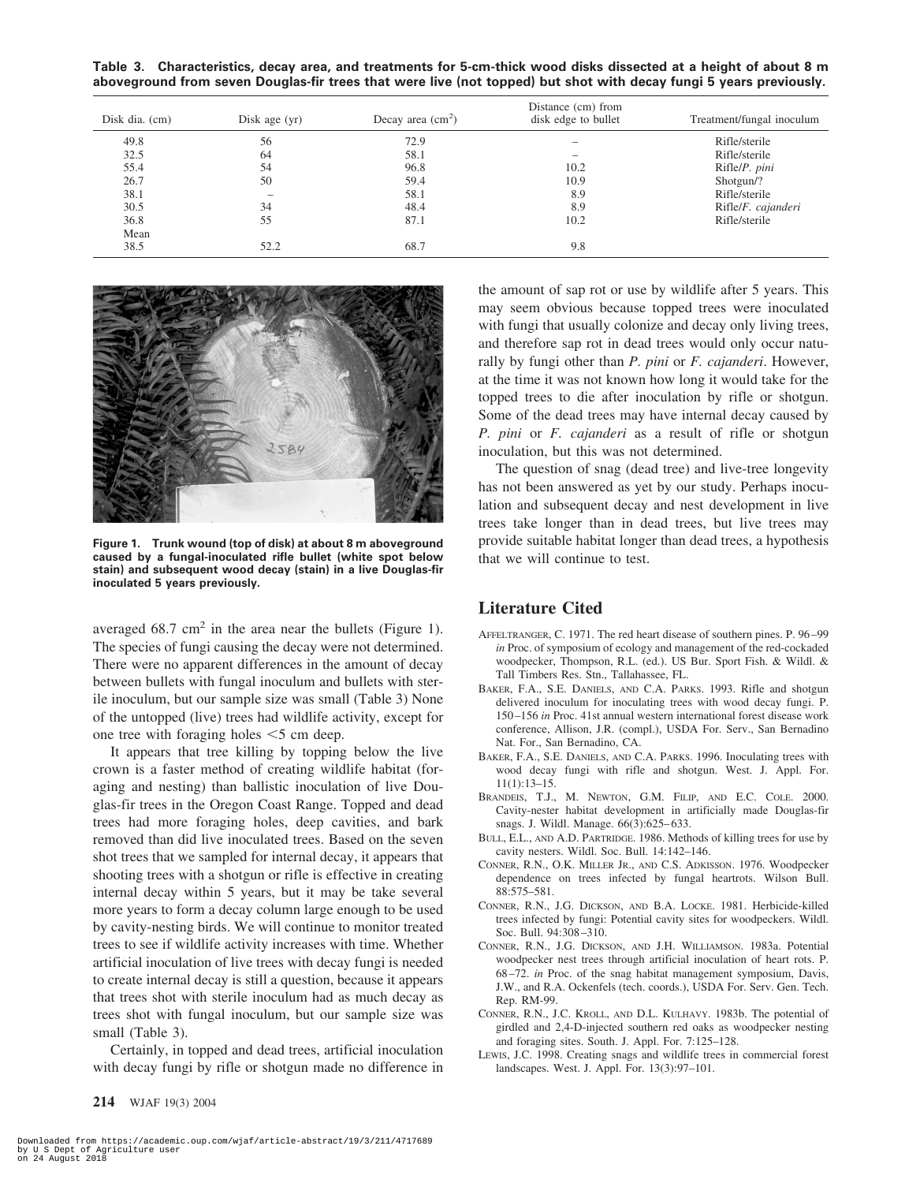**Table 3. Characteristics, decay area, and treatments for 5-cm-thick wood disks dissected at a height of about 8 m aboveground from seven Douglas-fir trees that were live (not topped) but shot with decay fungi 5 years previously.**

| Disk dia. (cm) | Disk age (yr) | Decay area ($cm^2$) | Distance (cm) from disk edge to bullet | Treatment/fungal inoculum |
|---|---|---|---|---|
| 49.8 | 56 | 72.9 | – | Rifle/sterile |
| 32.5 | 64 | 58.1 | – | Rifle/sterile |
| 55.4 | 54 | 96.8 | 10.2 | Rifle/*P. pini* |
| 26.7 | 50 | 59.4 | 10.9 | Shotgun/? |
| 38.1 | – | 58.1 | 8.9 | Rifle/sterile |
| 30.5 | 34 | 48.4 | 8.9 | Rifle/*F. cajanderi* |
| 36.8 | 55 | 87.1 | 10.2 | Rifle/sterile |
| Mean | | | | |
| 38.5 | 52.2 | 68.7 | 9.8 | |

**Figure 1. Trunk wound (top of disk) at about 8 m aboveground caused by a fungal-inoculated rifle bullet (white spot below stain) and subsequent wood decay (stain) in a live Douglas-fir inoculated 5 years previously.**

averaged 68.7 $cm^2$ in the area near the bullets (Figure 1). The species of fungi causing the decay were not determined. There were no apparent differences in the amount of decay between bullets with fungal inoculum and bullets with sterile inoculum, but our sample size was small (Table 3) None of the untopped (live) trees had wildlife activity, except for one tree with foraging holes <5 cm deep.

It appears that tree killing by topping below the live crown is a faster method of creating wildlife habitat (foraging and nesting) than ballistic inoculation of live Douglas-fir trees in the Oregon Coast Range. Topped and dead trees had more foraging holes, deep cavities, and bark removed than did live inoculated trees. Based on the seven shot trees that we sampled for internal decay, it appears that shooting trees with a shotgun or rifle is effective in creating internal decay within 5 years, but it may be take several more years to form a decay column large enough to be used by cavity-nesting birds. We will continue to monitor treated trees to see if wildlife activity increases with time. Whether artificial inoculation of live trees with decay fungi is needed to create internal decay is still a question, because it appears that trees shot with sterile inoculum had as much decay as trees shot with fungal inoculum, but our sample size was small (Table 3).

Certainly, in topped and dead trees, artificial inoculation with decay fungi by rifle or shotgun made no difference in the amount of sap rot or use by wildlife after 5 years. This may seem obvious because topped trees were inoculated with fungi that usually colonize and decay only living trees, and therefore sap rot in dead trees would only occur naturally by fungi other than *P. pini* or *F. cajanderi*. However, at the time it was not known how long it would take for the topped trees to die after inoculation by rifle or shotgun. Some of the dead trees may have internal decay caused by *P. pini* or *F. cajanderi* as a result of rifle or shotgun inoculation, but this was not determined.

The question of snag (dead tree) and live-tree longevity has not been answered as yet by our study. Perhaps inoculation and subsequent decay and nest development in live trees take longer than in dead trees, but live trees may provide suitable habitat longer than dead trees, a hypothesis that we will continue to test.

## Literature Cited

Affeltranger, C. 1971. The red heart disease of southern pines. P. 96–99 *in* Proc. of symposium of ecology and management of the red-cockaded woodpecker, Thompson, R.L. (ed.). US Bur. Sport Fish. & Wildl. & Tall Timbers Res. Stn., Tallahassee, FL.

Baker, F.A., S.E. Daniels, and C.A. Parks. 1993. Rifle and shotgun delivered inoculum for inoculating trees with wood decay fungi. P. 150–156 *in* Proc. 41st annual western international forest disease work conference, Allison, J.R. (compl.), USDA For. Serv., San Bernadino Nat. For., San Bernadino, CA.

Baker, F.A., S.E. Daniels, and C.A. Parks. 1996. Inoculating trees with wood decay fungi with rifle and shotgun. West. J. Appl. For. 11(1):13–15.

Brandeis, T.J., M. Newton, G.M. Filip, and E.C. Cole. 2000. Cavity-nester habitat development in artificially made Douglas-fir snags. J. Wildl. Manage. 66(3):625–633.

Bull, E.L., and A.D. Partridge. 1986. Methods of killing trees for use by cavity nesters. Wildl. Soc. Bull. 14:142–146.

Conner, R.N., O.K. Miller Jr., and C.S. Adkisson. 1976. Woodpecker dependence on trees infected by fungal heartrots. Wilson Bull. 88:575–581.

Conner, R.N., J.G. Dickson, and B.A. Locke. 1981. Herbicide-killed trees infected by fungi: Potential cavity sites for woodpeckers. Wildl. Soc. Bull. 94:308–310.

Conner, R.N., J.G. Dickson, and J.H. Williamson. 1983a. Potential woodpecker nest trees through artificial inoculation of heart rots. P. 68–72. *in* Proc. of the snag habitat management symposium, Davis, J.W., and R.A. Ockenfels (tech. coords.), USDA For. Serv. Gen. Tech. Rep. RM-99.

Conner, R.N., J.C. Kroll, and D.L. Kulhavy. 1983b. The potential of girdled and 2,4-D-injected southern red oaks as woodpecker nesting and foraging sites. South. J. Appl. For. 7:125–128.

Lewis, J.C. 1998. Creating snags and wildlife trees in commercial forest landscapes. West. J. Appl. For. 13(3):97–101.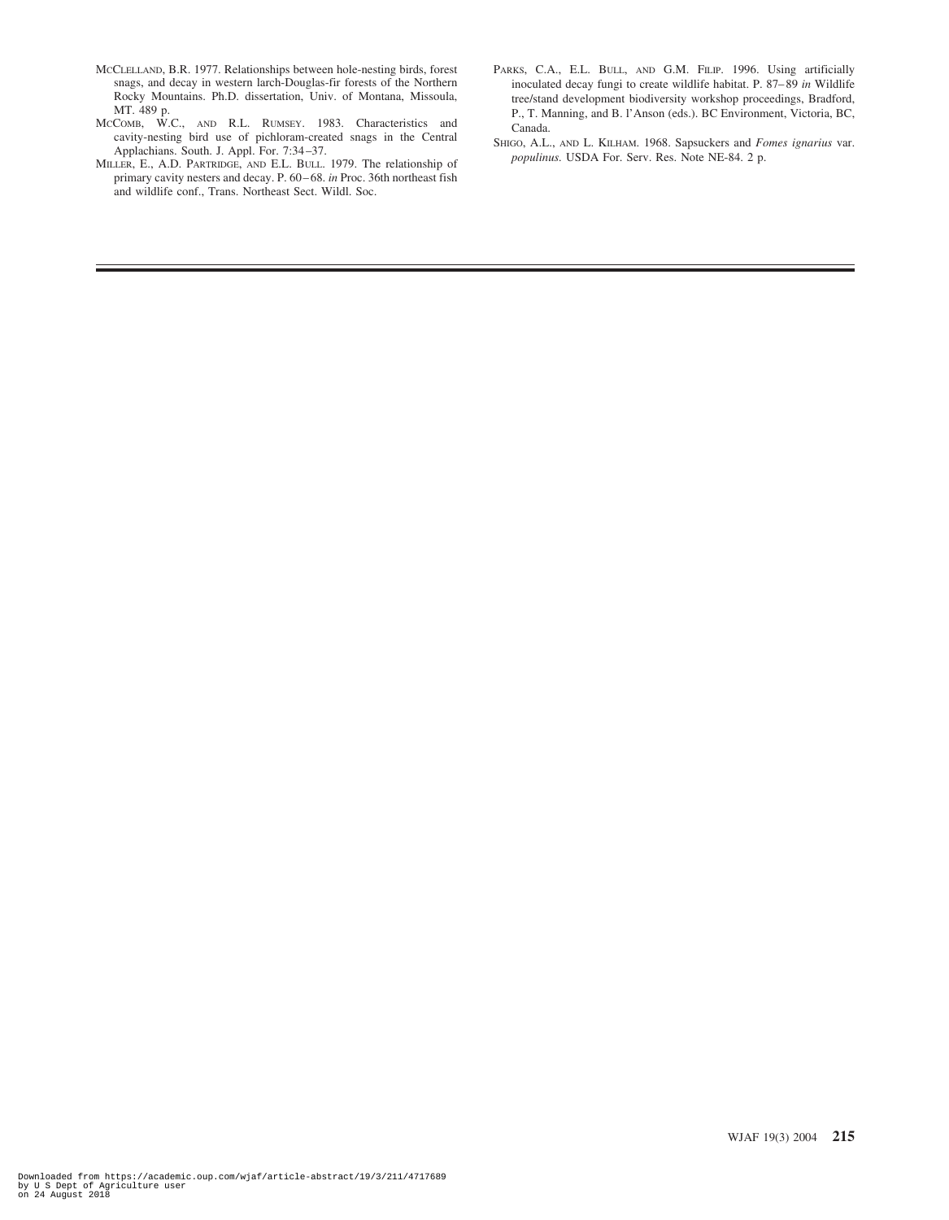McClelland, B.R. 1977. Relationships between hole-nesting birds, forest snags, and decay in western larch-Douglas-fir forests of the Northern Rocky Mountains. Ph.D. dissertation, Univ. of Montana, Missoula, MT. 489 p.

McComb, W.C., and R.L. Rumsey. 1983. Characteristics and cavity-nesting bird use of pichloram-created snags in the Central Applachians. South. J. Appl. For. 7:34–37.

Miller, E., A.D. Partridge, and E.L. Bull. 1979. The relationship of primary cavity nesters and decay. P. 60–68. *in* Proc. 36th northeast fish and wildlife conf., Trans. Northeast Sect. Wildl. Soc.

Parks, C.A., E.L. Bull, and G.M. Filip. 1996. Using artificially inoculated decay fungi to create wildlife habitat. P. 87–89 *in* Wildlife tree/stand development biodiversity workshop proceedings, Bradford, P., T. Manning, and B. l'Anson (eds.). BC Environment, Victoria, BC, Canada.

Shigo, A.L., and L. Kilham. 1968. Sapsuckers and *Fomes ignarius* var. *populinus*. USDA For. Serv. Res. Note NE-84. 2 p.